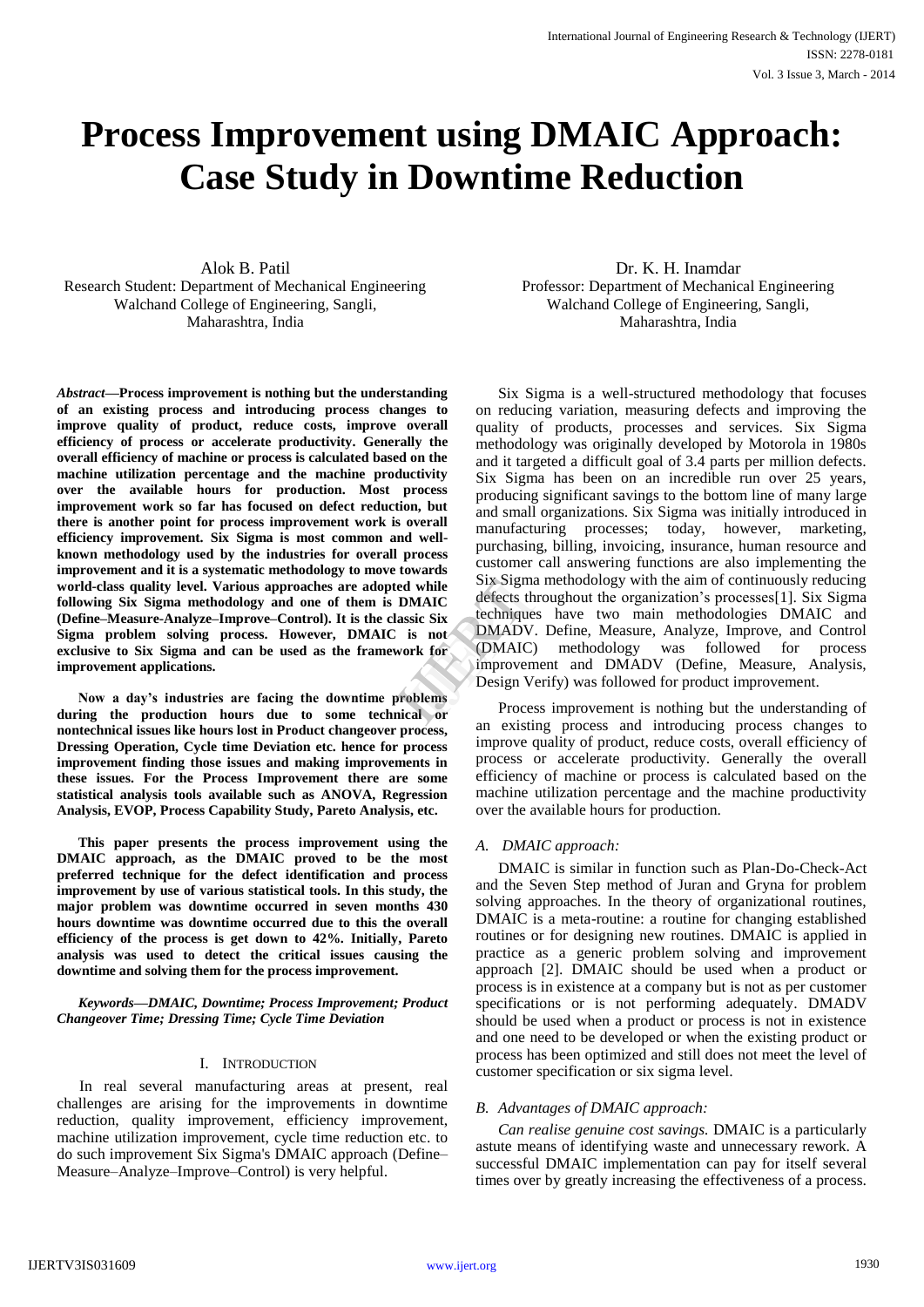# Process Improvement using DMAIC Approach: Case Study in Downtime Reduction

Alok B. Patil
Research Student: Department of Mechanical Engineering
Walchand College of Engineering, Sangli,
Maharashtra, India

Dr. K. H. Inamdar
Professor: Department of Mechanical Engineering
Walchand College of Engineering, Sangli,
Maharashtra, India

***Abstract*—Process improvement is nothing but the understanding of an existing process and introducing process changes to improve quality of product, reduce costs, improve overall efficiency of process or accelerate productivity. Generally the overall efficiency of machine or process is calculated based on the machine utilization percentage and the machine productivity over the available hours for production. Most process improvement work so far has focused on defect reduction, but there is another point for process improvement work is overall efficiency improvement. Six Sigma is most common and well-known methodology used by the industries for overall process improvement and it is a systematic methodology to move towards world-class quality level. Various approaches are adopted while following Six Sigma methodology and one of them is DMAIC (Define–Measure-Analyze–Improve–Control). It is the classic Six Sigma problem solving process. However, DMAIC is not exclusive to Six Sigma and can be used as the framework for improvement applications.**

**Now a day's industries are facing the downtime problems during the production hours due to some technical or nontechnical issues like hours lost in Product changeover process, Dressing Operation, Cycle time Deviation etc. hence for process improvement finding those issues and making improvements in these issues. For the Process Improvement there are some statistical analysis tools available such as ANOVA, Regression Analysis, EVOP, Process Capability Study, Pareto Analysis, etc.**

**This paper presents the process improvement using the DMAIC approach, as the DMAIC proved to be the most preferred technique for the defect identification and process improvement by use of various statistical tools. In this study, the major problem was downtime occurred in seven months 430 hours downtime was downtime occurred due to this the overall efficiency of the process is get down to 42%. Initially, Pareto analysis was used to detect the critical issues causing the downtime and solving them for the process improvement.**

***Keywords—DMAIC, Downtime; Process Improvement; Product Changeover Time; Dressing Time; Cycle Time Deviation***

## I. Introduction

In real several manufacturing areas at present, real challenges are arising for the improvements in downtime reduction, quality improvement, efficiency improvement, machine utilization improvement, cycle time reduction etc. to do such improvement Six Sigma's DMAIC approach (Define–Measure–Analyze–Improve–Control) is very helpful.

Six Sigma is a well-structured methodology that focuses on reducing variation, measuring defects and improving the quality of products, processes and services. Six Sigma methodology was originally developed by Motorola in 1980s and it targeted a difficult goal of 3.4 parts per million defects. Six Sigma has been on an incredible run over 25 years, producing significant savings to the bottom line of many large and small organizations. Six Sigma was initially introduced in manufacturing processes; today, however, marketing, purchasing, billing, invoicing, insurance, human resource and customer call answering functions are also implementing the Six Sigma methodology with the aim of continuously reducing defects throughout the organization's processes[1]. Six Sigma techniques have two main methodologies DMAIC and DMADV. Define, Measure, Analyze, Improve, and Control (DMAIC) methodology was followed for process improvement and DMADV (Define, Measure, Analysis, Design Verify) was followed for product improvement.

Process improvement is nothing but the understanding of an existing process and introducing process changes to improve quality of product, reduce costs, overall efficiency of process or accelerate productivity. Generally the overall efficiency of machine or process is calculated based on the machine utilization percentage and the machine productivity over the available hours for production.

### *A. DMAIC approach:*

DMAIC is similar in function such as Plan-Do-Check-Act and the Seven Step method of Juran and Gryna for problem solving approaches. In the theory of organizational routines, DMAIC is a meta-routine: a routine for changing established routines or for designing new routines. DMAIC is applied in practice as a generic problem solving and improvement approach [2]. DMAIC should be used when a product or process is in existence at a company but is not as per customer specifications or is not performing adequately. DMADV should be used when a product or process is not in existence and one need to be developed or when the existing product or process has been optimized and still does not meet the level of customer specification or six sigma level.

### *B. Advantages of DMAIC approach:*

*Can realise genuine cost savings.* DMAIC is a particularly astute means of identifying waste and unnecessary rework. A successful DMAIC implementation can pay for itself several times over by greatly increasing the effectiveness of a process.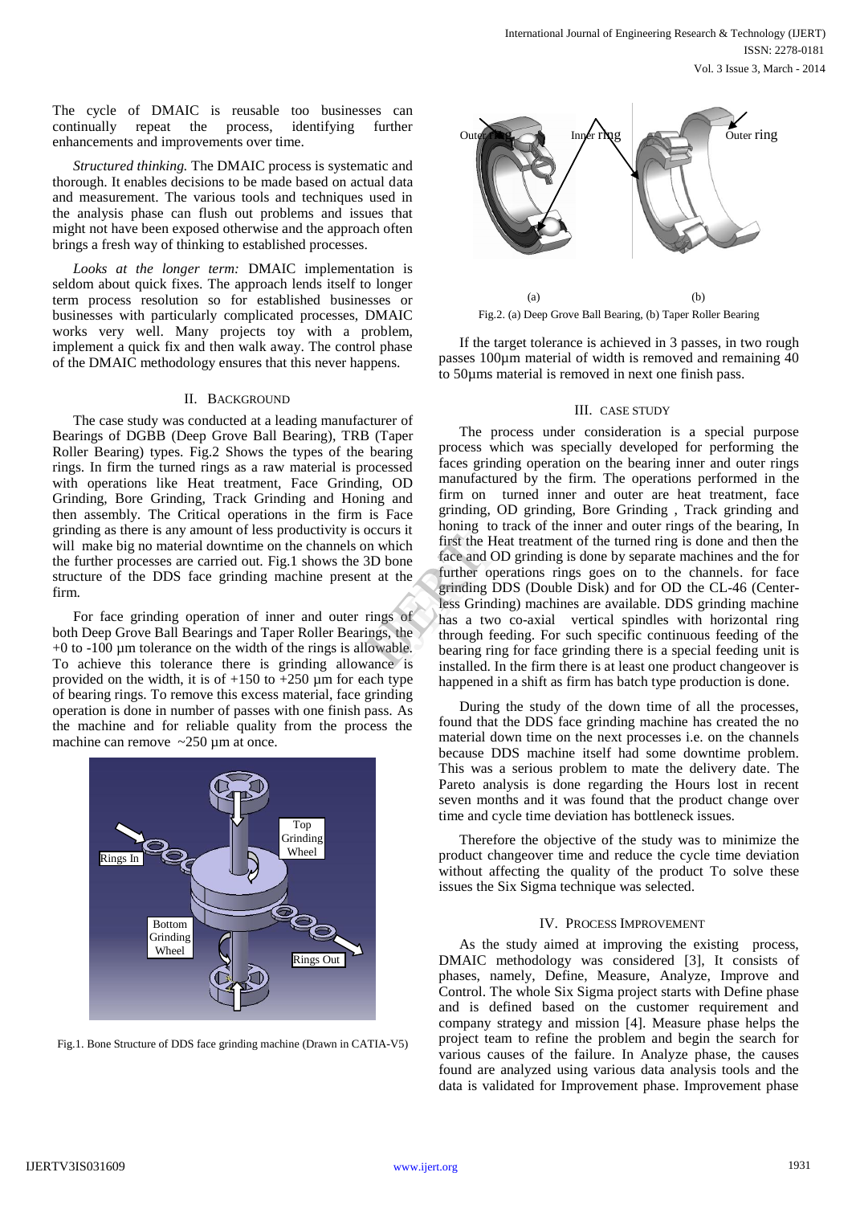The cycle of DMAIC is reusable too businesses can continually repeat the process, identifying further enhancements and improvements over time.

*Structured thinking.* The DMAIC process is systematic and thorough. It enables decisions to be made based on actual data and measurement. The various tools and techniques used in the analysis phase can flush out problems and issues that might not have been exposed otherwise and the approach often brings a fresh way of thinking to established processes.

*Looks at the longer term:* DMAIC implementation is seldom about quick fixes. The approach lends itself to longer term process resolution so for established businesses or businesses with particularly complicated processes, DMAIC works very well. Many projects toy with a problem, implement a quick fix and then walk away. The control phase of the DMAIC methodology ensures that this never happens.

## II. Background

The case study was conducted at a leading manufacturer of Bearings of DGBB (Deep Grove Ball Bearing), TRB (Taper Roller Bearing) types. Fig.2 Shows the types of the bearing rings. In firm the turned rings as a raw material is processed with operations like Heat treatment, Face Grinding, OD Grinding, Bore Grinding, Track Grinding and Honing and then assembly. The Critical operations in the firm is Face grinding as there is any amount of less productivity is occurs it will make big no material downtime on the channels on which the further processes are carried out. Fig.1 shows the 3D bone structure of the DDS face grinding machine present at the firm.

For face grinding operation of inner and outer rings of both Deep Grove Ball Bearings and Taper Roller Bearings, the +0 to -100 µm tolerance on the width of the rings is allowable. To achieve this tolerance there is grinding allowance is provided on the width, it is of +150 to +250 µm for each type of bearing rings. To remove this excess material, face grinding operation is done in number of passes with one finish pass. As the machine and for reliable quality from the process the machine can remove ~250 µm at once.

Fig.1. Bone Structure of DDS face grinding machine (Drawn in CATIA-V5)

Fig.2. (a) Deep Grove Ball Bearing, (b) Taper Roller Bearing

If the target tolerance is achieved in 3 passes, in two rough passes 100µm material of width is removed and remaining 40 to 50µms material is removed in next one finish pass.

## III. Case Study

The process under consideration is a special purpose process which was specially developed for performing the faces grinding operation on the bearing inner and outer rings manufactured by the firm. The operations performed in the firm on turned inner and outer are heat treatment, face grinding, OD grinding, Bore Grinding , Track grinding and honing to track of the inner and outer rings of the bearing, In first the Heat treatment of the turned ring is done and then the face and OD grinding is done by separate machines and the for further operations rings goes on to the channels. for face grinding DDS (Double Disk) and for OD the CL-46 (Center-less Grinding) machines are available. DDS grinding machine has a two co-axial vertical spindles with horizontal ring through feeding. For such specific continuous feeding of the bearing ring for face grinding there is a special feeding unit is installed. In the firm there is at least one product changeover is happened in a shift as firm has batch type production is done.

During the study of the down time of all the processes, found that the DDS face grinding machine has created the no material down time on the next processes i.e. on the channels because DDS machine itself had some downtime problem. This was a serious problem to mate the delivery date. The Pareto analysis is done regarding the Hours lost in recent seven months and it was found that the product change over time and cycle time deviation has bottleneck issues.

Therefore the objective of the study was to minimize the product changeover time and reduce the cycle time deviation without affecting the quality of the product To solve these issues the Six Sigma technique was selected.

## IV. Process Improvement

As the study aimed at improving the existing process, DMAIC methodology was considered [3], It consists of phases, namely, Define, Measure, Analyze, Improve and Control. The whole Six Sigma project starts with Define phase and is defined based on the customer requirement and company strategy and mission [4]. Measure phase helps the project team to refine the problem and begin the search for various causes of the failure. In Analyze phase, the causes found are analyzed using various data analysis tools and the data is validated for Improvement phase. Improvement phase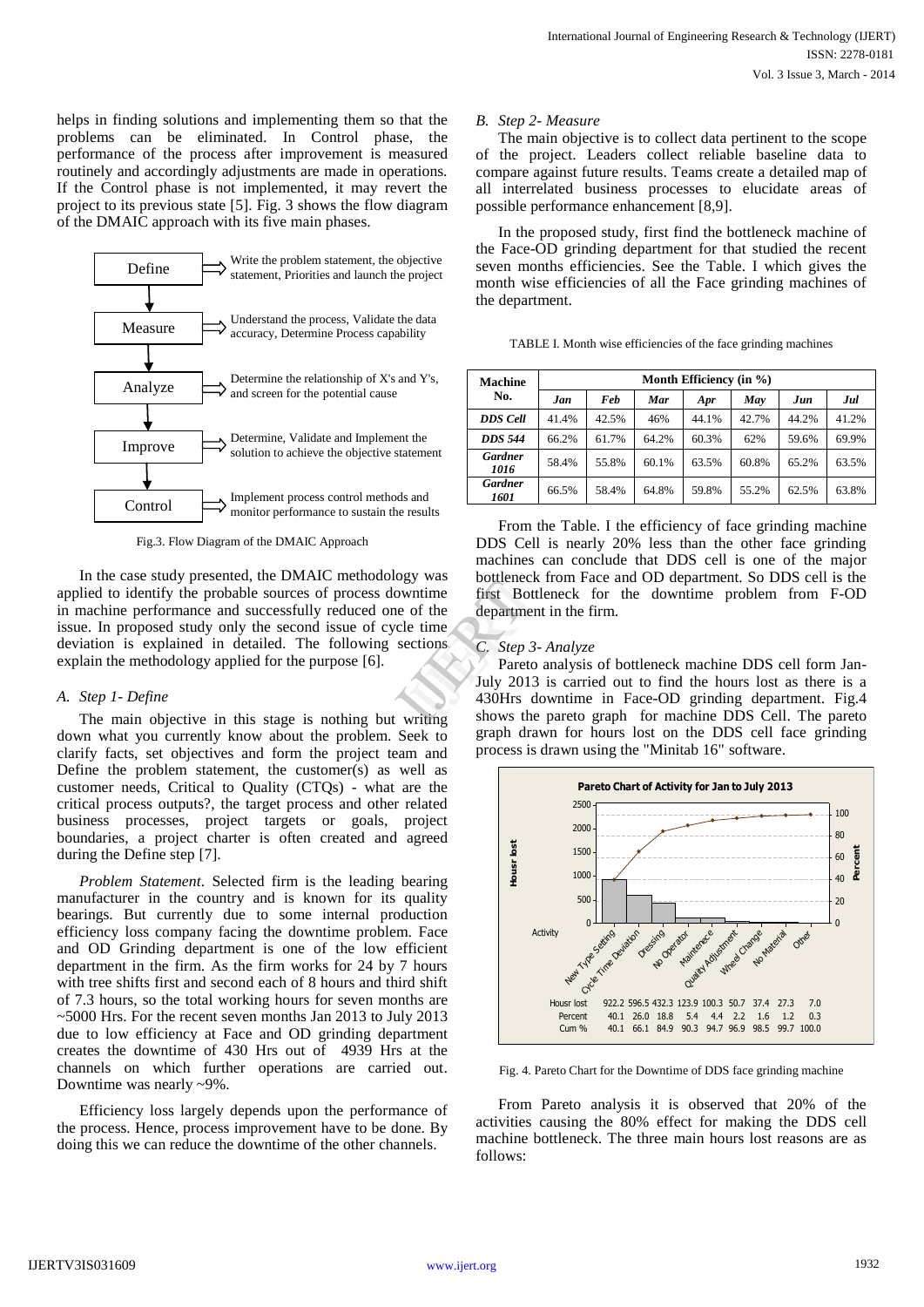helps in finding solutions and implementing them so that the problems can be eliminated. In Control phase, the performance of the process after improvement is measured routinely and accordingly adjustments are made in operations. If the Control phase is not implemented, it may revert the project to its previous state [5]. Fig. 3 shows the flow diagram of the DMAIC approach with its five main phases.

Define ⟹ Write the problem statement, the objective statement, Priorities and launch the project

Measure ⟹ Understand the process, Validate the data accuracy, Determine Process capability

Analyze ⟹ Determine the relationship of X's and Y's, and screen for the potential cause

Improve ⟹ Determine, Validate and Implement the solution to achieve the objective statement

Control ⟹ Implement process control methods and monitor performance to sustain the results

Fig.3. Flow Diagram of the DMAIC Approach

In the case study presented, the DMAIC methodology was applied to identify the probable sources of process downtime in machine performance and successfully reduced one of the issue. In proposed study only the second issue of cycle time deviation is explained in detailed. The following sections explain the methodology applied for the purpose [6].

### *A. Step 1- Define*

The main objective in this stage is nothing but writing down what you currently know about the problem. Seek to clarify facts, set objectives and form the project team and Define the problem statement, the customer(s) as well as customer needs, Critical to Quality (CTQs) - what are the critical process outputs?, the target process and other related business processes, project targets or goals, project boundaries, a project charter is often created and agreed during the Define step [7].

*Problem Statement*. Selected firm is the leading bearing manufacturer in the country and is known for its quality bearings. But currently due to some internal production efficiency loss company facing the downtime problem. Face and OD Grinding department is one of the low efficient department in the firm. As the firm works for 24 by 7 hours with tree shifts first and second each of 8 hours and third shift of 7.3 hours, so the total working hours for seven months are ~5000 Hrs. For the recent seven months Jan 2013 to July 2013 due to low efficiency at Face and OD grinding department creates the downtime of 430 Hrs out of 4939 Hrs at the channels on which further operations are carried out. Downtime was nearly ~9%.

Efficiency loss largely depends upon the performance of the process. Hence, process improvement have to be done. By doing this we can reduce the downtime of the other channels.

### *B. Step 2- Measure*

The main objective is to collect data pertinent to the scope of the project. Leaders collect reliable baseline data to compare against future results. Teams create a detailed map of all interrelated business processes to elucidate areas of possible performance enhancement [8,9].

In the proposed study, first find the bottleneck machine of the Face-OD grinding department for that studied the recent seven months efficiencies. See the Table. I which gives the month wise efficiencies of all the Face grinding machines of the department.

TABLE I. Month wise efficiencies of the face grinding machines

| Machine No. | Month Efficiency (in %) | | | | | | |
|---|---|---|---|---|---|---|---|
| | *Jan* | *Feb* | *Mar* | *Apr* | *May* | *Jun* | *Jul* |
| ***DDS Cell*** | 41.4% | 42.5% | 46% | 44.1% | 42.7% | 44.2% | 41.2% |
| ***DDS 544*** | 66.2% | 61.7% | 64.2% | 60.3% | 62% | 59.6% | 69.9% |
| ***Gardner 1016*** | 58.4% | 55.8% | 60.1% | 63.5% | 60.8% | 65.2% | 63.5% |
| ***Gardner 1601*** | 66.5% | 58.4% | 64.8% | 59.8% | 55.2% | 62.5% | 63.8% |

From the Table. I the efficiency of face grinding machine DDS Cell is nearly 20% less than the other face grinding machines can conclude that DDS cell is one of the major bottleneck from Face and OD department. So DDS cell is the first Bottleneck for the downtime problem from F-OD department in the firm.

### *C. Step 3- Analyze*

Pareto analysis of bottleneck machine DDS cell form Jan-July 2013 is carried out to find the hours lost as there is a 430Hrs downtime in Face-OD grinding department. Fig.4 shows the pareto graph for machine DDS Cell. The pareto graph drawn for hours lost on the DDS cell face grinding process is drawn using the "Minitab 16" software.

Pareto Chart of Activity for Jan to July 2013

| Activity | New Type Setting | Cycle Time Deviation | Dressing | No Operator | Maintenece | Quality Adjustment | Wheel Change | No Material | Other |
|---|---|---|---|---|---|---|---|---|---|
| Housr lost | 922.2 | 596.5 | 432.3 | 123.9 | 100.3 | 50.7 | 37.4 | 27.3 | 7.0 |
| Percent | 40.1 | 26.0 | 18.8 | 5.4 | 4.4 | 2.2 | 1.6 | 1.2 | 0.3 |
| Cum % | 40.1 | 66.1 | 84.9 | 90.3 | 94.7 | 96.9 | 98.5 | 99.7 | 100.0 |

Fig. 4. Pareto Chart for the Downtime of DDS face grinding machine

From Pareto analysis it is observed that 20% of the activities causing the 80% effect for making the DDS cell machine bottleneck. The three main hours lost reasons are as follows: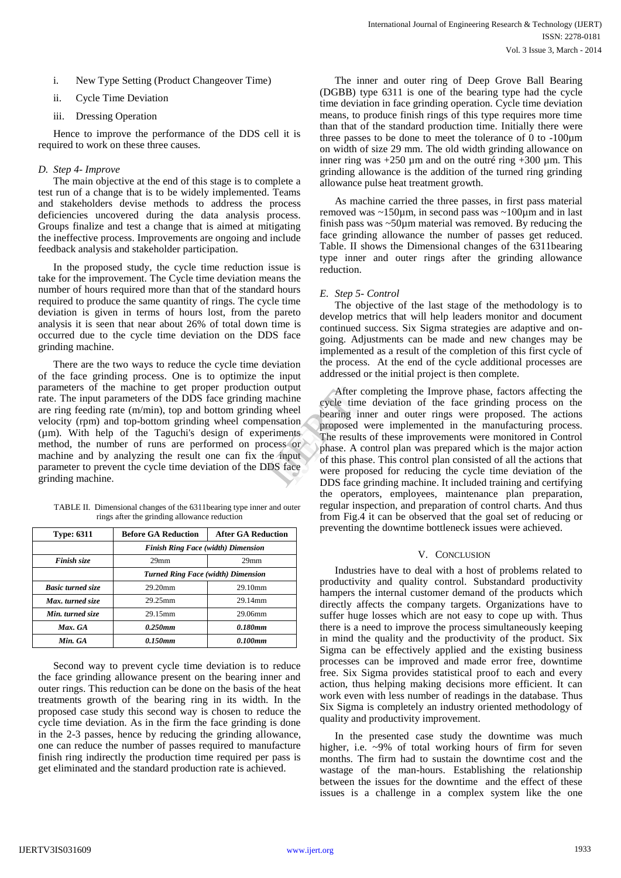i. New Type Setting (Product Changeover Time)

ii. Cycle Time Deviation

iii. Dressing Operation

Hence to improve the performance of the DDS cell it is required to work on these three causes.

### D. Step 4- Improve

The main objective at the end of this stage is to complete a test run of a change that is to be widely implemented. Teams and stakeholders devise methods to address the process deficiencies uncovered during the data analysis process. Groups finalize and test a change that is aimed at mitigating the ineffective process. Improvements are ongoing and include feedback analysis and stakeholder participation.

In the proposed study, the cycle time reduction issue is take for the improvement. The Cycle time deviation means the number of hours required more than that of the standard hours required to produce the same quantity of rings. The cycle time deviation is given in terms of hours lost, from the pareto analysis it is seen that near about 26% of total down time is occurred due to the cycle time deviation on the DDS face grinding machine.

There are the two ways to reduce the cycle time deviation of the face grinding process. One is to optimize the input parameters of the machine to get proper production output rate. The input parameters of the DDS face grinding machine are ring feeding rate (m/min), top and bottom grinding wheel velocity (rpm) and top-bottom grinding wheel compensation (µm). With help of the Taguchi's design of experiments method, the number of runs are performed on process or machine and by analyzing the result one can fix the input parameter to prevent the cycle time deviation of the DDS face grinding machine.

TABLE II. Dimensional changes of the 6311bearing type inner and outer rings after the grinding allowance reduction

| Type: 6311 | Before GA Reduction | After GA Reduction |
|---|---|---|
| | ***Finish Ring Face (width) Dimension*** | |
| ***Finish size*** | 29mm | 29mm |
| | ***Turned Ring Face (width) Dimension*** | |
| ***Basic turned size*** | 29.20mm | 29.10mm |
| ***Max. turned size*** | 29.25mm | 29.14mm |
| ***Min. turned size*** | 29.15mm | 29.06mm |
| ***Max. GA*** | ***0.250mm*** | ***0.180mm*** |
| ***Min. GA*** | ***0.150mm*** | ***0.100mm*** |

Second way to prevent cycle time deviation is to reduce the face grinding allowance present on the bearing inner and outer rings. This reduction can be done on the basis of the heat treatments growth of the bearing ring in its width. In the proposed case study this second way is chosen to reduce the cycle time deviation. As in the firm the face grinding is done in the 2-3 passes, hence by reducing the grinding allowance, one can reduce the number of passes required to manufacture finish ring indirectly the production time required per pass is get eliminated and the standard production rate is achieved.

The inner and outer ring of Deep Grove Ball Bearing (DGBB) type 6311 is one of the bearing type had the cycle time deviation in face grinding operation. Cycle time deviation means, to produce finish rings of this type requires more time than that of the standard production time. Initially there were three passes to be done to meet the tolerance of 0 to -100µm on width of size 29 mm. The old width grinding allowance on inner ring was +250 µm and on the outré ring +300 µm. This grinding allowance is the addition of the turned ring grinding allowance pulse heat treatment growth.

As machine carried the three passes, in first pass material removed was ~150µm, in second pass was ~100µm and in last finish pass was ~50µm material was removed. By reducing the face grinding allowance the number of passes get reduced. Table. II shows the Dimensional changes of the 6311bearing type inner and outer rings after the grinding allowance reduction.

### E. Step 5- Control

The objective of the last stage of the methodology is to develop metrics that will help leaders monitor and document continued success. Six Sigma strategies are adaptive and on-going. Adjustments can be made and new changes may be implemented as a result of the completion of this first cycle of the process. At the end of the cycle additional processes are addressed or the initial project is then complete.

After completing the Improve phase, factors affecting the cycle time deviation of the face grinding process on the bearing inner and outer rings were proposed. The actions proposed were implemented in the manufacturing process. The results of these improvements were monitored in Control phase. A control plan was prepared which is the major action of this phase. This control plan consisted of all the actions that were proposed for reducing the cycle time deviation of the DDS face grinding machine. It included training and certifying the operators, employees, maintenance plan preparation, regular inspection, and preparation of control charts. And thus from Fig.4 it can be observed that the goal set of reducing or preventing the downtime bottleneck issues were achieved.

## V. Conclusion

Industries have to deal with a host of problems related to productivity and quality control. Substandard productivity hampers the internal customer demand of the products which directly affects the company targets. Organizations have to suffer huge losses which are not easy to cope up with. Thus there is a need to improve the process simultaneously keeping in mind the quality and the productivity of the product. Six Sigma can be effectively applied and the existing business processes can be improved and made error free, downtime free. Six Sigma provides statistical proof to each and every action, thus helping making decisions more efficient. It can work even with less number of readings in the database. Thus Six Sigma is completely an industry oriented methodology of quality and productivity improvement.

In the presented case study the downtime was much higher, i.e. ~9% of total working hours of firm for seven months. The firm had to sustain the downtime cost and the wastage of the man-hours. Establishing the relationship between the issues for the downtime and the effect of these issues is a challenge in a complex system like the one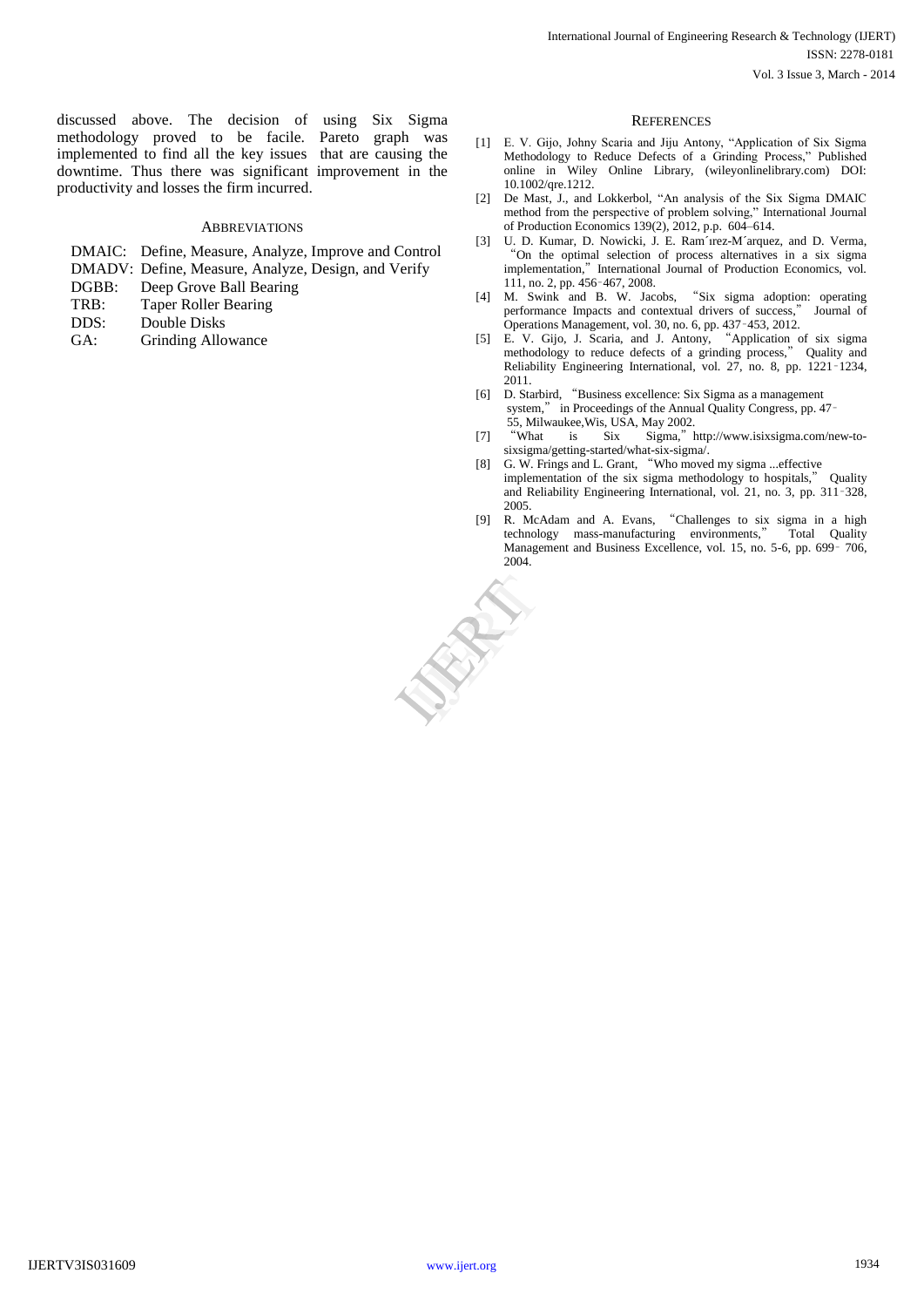discussed above. The decision of using Six Sigma methodology proved to be facile. Pareto graph was implemented to find all the key issues that are causing the downtime. Thus there was significant improvement in the productivity and losses the firm incurred.

## ABBREVIATIONS

DMAIC: Define, Measure, Analyze, Improve and Control
DMADV: Define, Measure, Analyze, Design, and Verify
DGBB: Deep Grove Ball Bearing
TRB: Taper Roller Bearing
DDS: Double Disks
GA: Grinding Allowance

## REFERENCES

[1] E. V. Gijo, Johny Scaria and Jiju Antony, "Application of Six Sigma Methodology to Reduce Defects of a Grinding Process," Published online in Wiley Online Library, (wileyonlinelibrary.com) DOI: 10.1002/qre.1212.

[2] De Mast, J., and Lokkerbol, "An analysis of the Six Sigma DMAIC method from the perspective of problem solving," International Journal of Production Economics 139(2), 2012, p.p. 604–614.

[3] U. D. Kumar, D. Nowicki, J. E. Ram´ırez-M´arquez, and D. Verma, "On the optimal selection of process alternatives in a six sigma implementation," International Journal of Production Economics, vol. 111, no. 2, pp. 456–467, 2008.

[4] M. Swink and B. W. Jacobs, "Six sigma adoption: operating performance Impacts and contextual drivers of success," Journal of Operations Management, vol. 30, no. 6, pp. 437–453, 2012.

[5] E. V. Gijo, J. Scaria, and J. Antony, "Application of six sigma methodology to reduce defects of a grinding process," Quality and Reliability Engineering International, vol. 27, no. 8, pp. 1221–1234, 2011.

[6] D. Starbird, "Business excellence: Six Sigma as a management system," in Proceedings of the Annual Quality Congress, pp. 47–55, Milwaukee,Wis, USA, May 2002.

[7] "What is Six Sigma," http://www.isixsigma.com/new-to-sixsigma/getting-started/what-six-sigma/.

[8] G. W. Frings and L. Grant, "Who moved my sigma ...effective implementation of the six sigma methodology to hospitals," Quality and Reliability Engineering International, vol. 21, no. 3, pp. 311–328, 2005.

[9] R. McAdam and A. Evans, "Challenges to six sigma in a high technology mass-manufacturing environments," Total Quality Management and Business Excellence, vol. 15, no. 5-6, pp. 699–706, 2004.